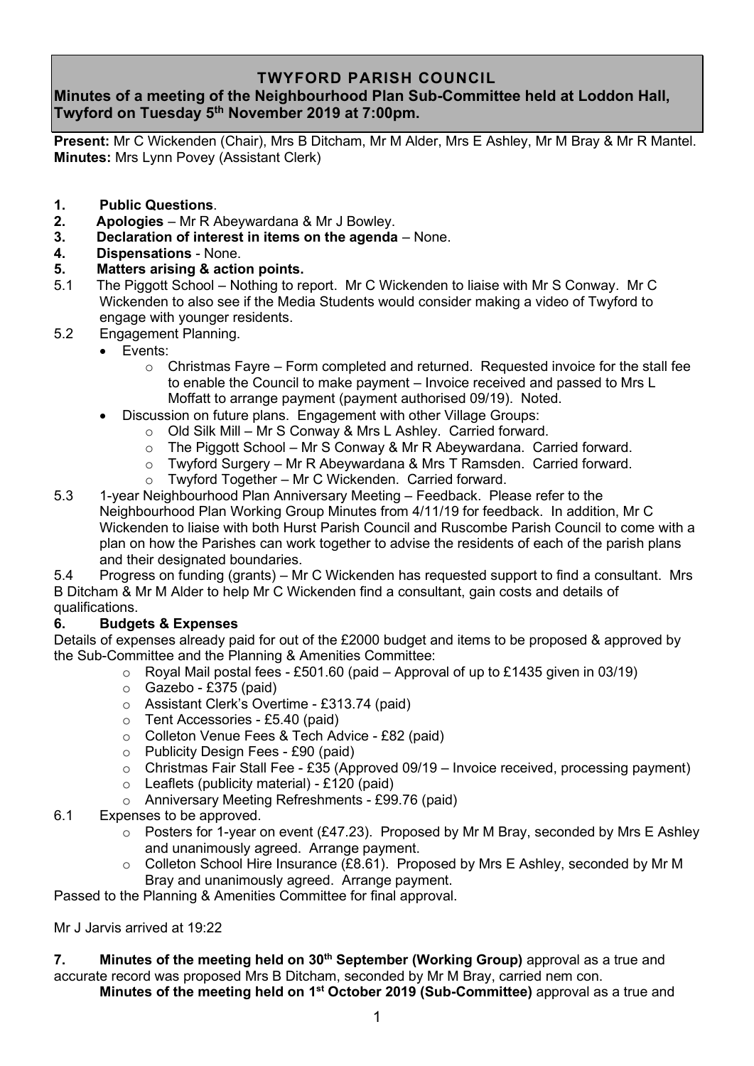# TWYFORD PARISH COUNCIL

## Minutes of a meeting of the Neighbourhood Plan Sub-Committee held at Loddon Hall, Twyford on Tuesday 5th November 2019 at 7:00pm.

**Present:** Mr C Wickenden (Chair), Mrs B Ditcham, Mr M Alder, Mrs E Ashley, Mr M Bray & Mr R Mantel.
**Minutes:** Mrs Lynn Povey (Assistant Clerk)

1. **Public Questions**.
2. **Apologies** – Mr R Abeywardana & Mr J Bowley.
3. **Declaration of interest in items on the agenda** – None.
4. **Dispensations** - None.
5. **Matters arising & action points.**

5.1 The Piggott School – Nothing to report. Mr C Wickenden to liaise with Mr S Conway. Mr C Wickenden to also see if the Media Students would consider making a video of Twyford to engage with younger residents.

5.2 Engagement Planning.

- Events:
  - Christmas Fayre – Form completed and returned. Requested invoice for the stall fee to enable the Council to make payment – Invoice received and passed to Mrs L Moffatt to arrange payment (payment authorised 09/19). Noted.
- Discussion on future plans. Engagement with other Village Groups:
  - Old Silk Mill – Mr S Conway & Mrs L Ashley. Carried forward.
  - The Piggott School – Mr S Conway & Mr R Abeywardana. Carried forward.
  - Twyford Surgery – Mr R Abeywardana & Mrs T Ramsden. Carried forward.
  - Twyford Together – Mr C Wickenden. Carried forward.

5.3 1-year Neighbourhood Plan Anniversary Meeting – Feedback. Please refer to the Neighbourhood Plan Working Group Minutes from 4/11/19 for feedback. In addition, Mr C Wickenden to liaise with both Hurst Parish Council and Ruscombe Parish Council to come with a plan on how the Parishes can work together to advise the residents of each of the parish plans and their designated boundaries.

5.4 Progress on funding (grants) – Mr C Wickenden has requested support to find a consultant. Mrs B Ditcham & Mr M Alder to help Mr C Wickenden find a consultant, gain costs and details of qualifications.

6. **Budgets & Expenses**

Details of expenses already paid for out of the £2000 budget and items to be proposed & approved by the Sub-Committee and the Planning & Amenities Committee:

- Royal Mail postal fees - £501.60 (paid – Approval of up to £1435 given in 03/19)
- Gazebo - £375 (paid)
- Assistant Clerk's Overtime - £313.74 (paid)
- Tent Accessories - £5.40 (paid)
- Colleton Venue Fees & Tech Advice - £82 (paid)
- Publicity Design Fees - £90 (paid)
- Christmas Fair Stall Fee - £35 (Approved 09/19 – Invoice received, processing payment)
- Leaflets (publicity material) - £120 (paid)
- Anniversary Meeting Refreshments - £99.76 (paid)

6.1 Expenses to be approved.

- Posters for 1-year on event (£47.23). Proposed by Mr M Bray, seconded by Mrs E Ashley and unanimously agreed. Arrange payment.
- Colleton School Hire Insurance (£8.61). Proposed by Mrs E Ashley, seconded by Mr M Bray and unanimously agreed. Arrange payment.

Passed to the Planning & Amenities Committee for final approval.

Mr J Jarvis arrived at 19:22

7. **Minutes of the meeting held on 30th September (Working Group)** approval as a true and accurate record was proposed Mrs B Ditcham, seconded by Mr M Bray, carried nem con.

   **Minutes of the meeting held on 1st October 2019 (Sub-Committee)** approval as a true and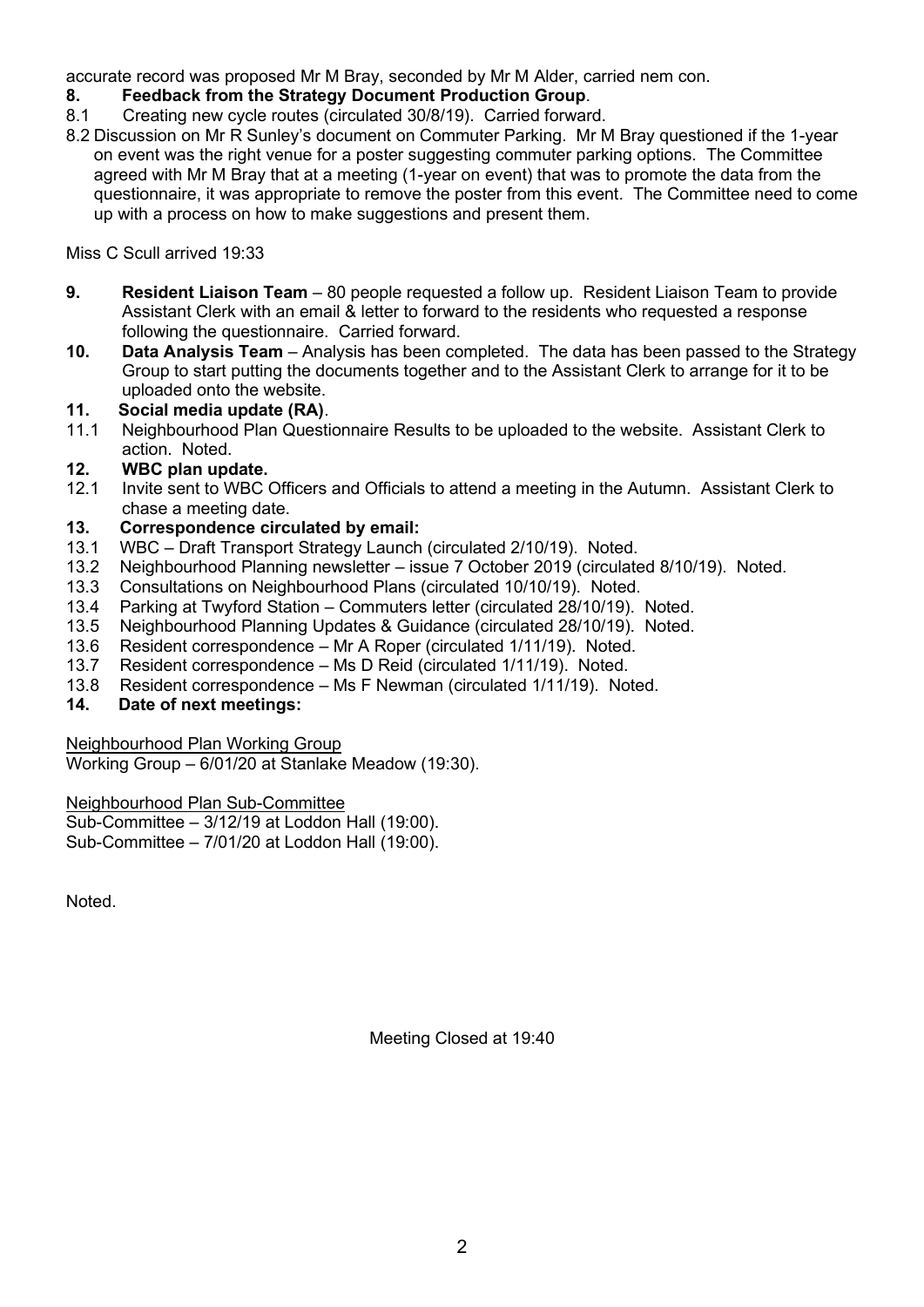accurate record was proposed Mr M Bray, seconded by Mr M Alder, carried nem con.

**8. Feedback from the Strategy Document Production Group**.

8.1 Creating new cycle routes (circulated 30/8/19). Carried forward.

8.2 Discussion on Mr R Sunley's document on Commuter Parking. Mr M Bray questioned if the 1-year on event was the right venue for a poster suggesting commuter parking options. The Committee agreed with Mr M Bray that at a meeting (1-year on event) that was to promote the data from the questionnaire, it was appropriate to remove the poster from this event. The Committee need to come up with a process on how to make suggestions and present them.

Miss C Scull arrived 19:33

**9. Resident Liaison Team** – 80 people requested a follow up. Resident Liaison Team to provide Assistant Clerk with an email & letter to forward to the residents who requested a response following the questionnaire. Carried forward.

**10. Data Analysis Team** – Analysis has been completed. The data has been passed to the Strategy Group to start putting the documents together and to the Assistant Clerk to arrange for it to be uploaded onto the website.

**11. Social media update (RA)**.

11.1 Neighbourhood Plan Questionnaire Results to be uploaded to the website. Assistant Clerk to action. Noted.

**12. WBC plan update.**

12.1 Invite sent to WBC Officers and Officials to attend a meeting in the Autumn. Assistant Clerk to chase a meeting date.

**13. Correspondence circulated by email:**

13.1 WBC – Draft Transport Strategy Launch (circulated 2/10/19). Noted.
13.2 Neighbourhood Planning newsletter – issue 7 October 2019 (circulated 8/10/19). Noted.
13.3 Consultations on Neighbourhood Plans (circulated 10/10/19). Noted.
13.4 Parking at Twyford Station – Commuters letter (circulated 28/10/19). Noted.
13.5 Neighbourhood Planning Updates & Guidance (circulated 28/10/19). Noted.
13.6 Resident correspondence – Mr A Roper (circulated 1/11/19). Noted.
13.7 Resident correspondence – Ms D Reid (circulated 1/11/19). Noted.
13.8 Resident correspondence – Ms F Newman (circulated 1/11/19). Noted.

**14. Date of next meetings:**

<u>Neighbourhood Plan Working Group</u>
Working Group – 6/01/20 at Stanlake Meadow (19:30).

<u>Neighbourhood Plan Sub-Committee</u>
Sub-Committee – 3/12/19 at Loddon Hall (19:00).
Sub-Committee – 7/01/20 at Loddon Hall (19:00).

Noted.

Meeting Closed at 19:40